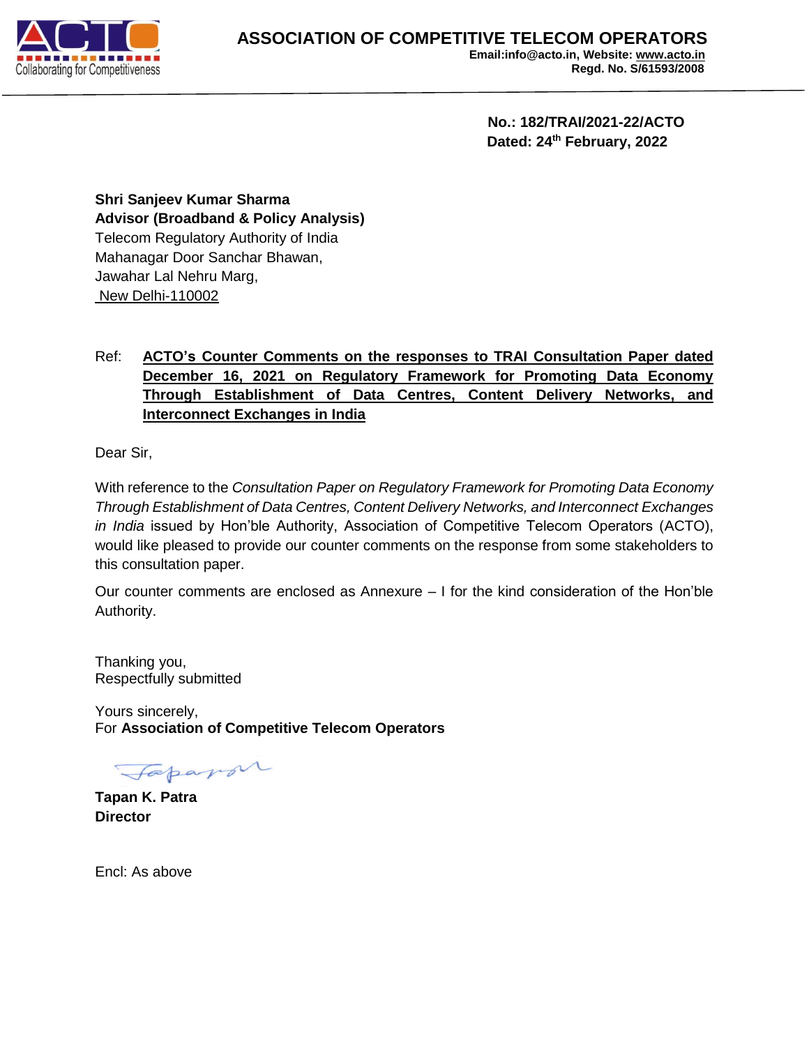# ASSOCIATION OF COMPETITIVE TELECOM OPERATORS

**Email:info@acto.in, Website: www.acto.in**
**Regd. No. S/61593/2008**

**No.: 182/TRAI/2021-22/ACTO**
**Dated: 24th February, 2022**

**Shri Sanjeev Kumar Sharma**
**Advisor (Broadband & Policy Analysis)**
Telecom Regulatory Authority of India
Mahanagar Door Sanchar Bhawan,
Jawahar Lal Nehru Marg,
New Delhi-110002

Ref: **ACTO's Counter Comments on the responses to TRAI Consultation Paper dated December 16, 2021 on Regulatory Framework for Promoting Data Economy Through Establishment of Data Centres, Content Delivery Networks, and Interconnect Exchanges in India**

Dear Sir,

With reference to the *Consultation Paper on Regulatory Framework for Promoting Data Economy Through Establishment of Data Centres, Content Delivery Networks, and Interconnect Exchanges in India* issued by Hon'ble Authority, Association of Competitive Telecom Operators (ACTO), would like pleased to provide our counter comments on the response from some stakeholders to this consultation paper.

Our counter comments are enclosed as Annexure – I for the kind consideration of the Hon'ble Authority.

Thanking you,
Respectfully submitted

Yours sincerely,
For **Association of Competitive Telecom Operators**

**Tapan K. Patra**
**Director**

Encl: As above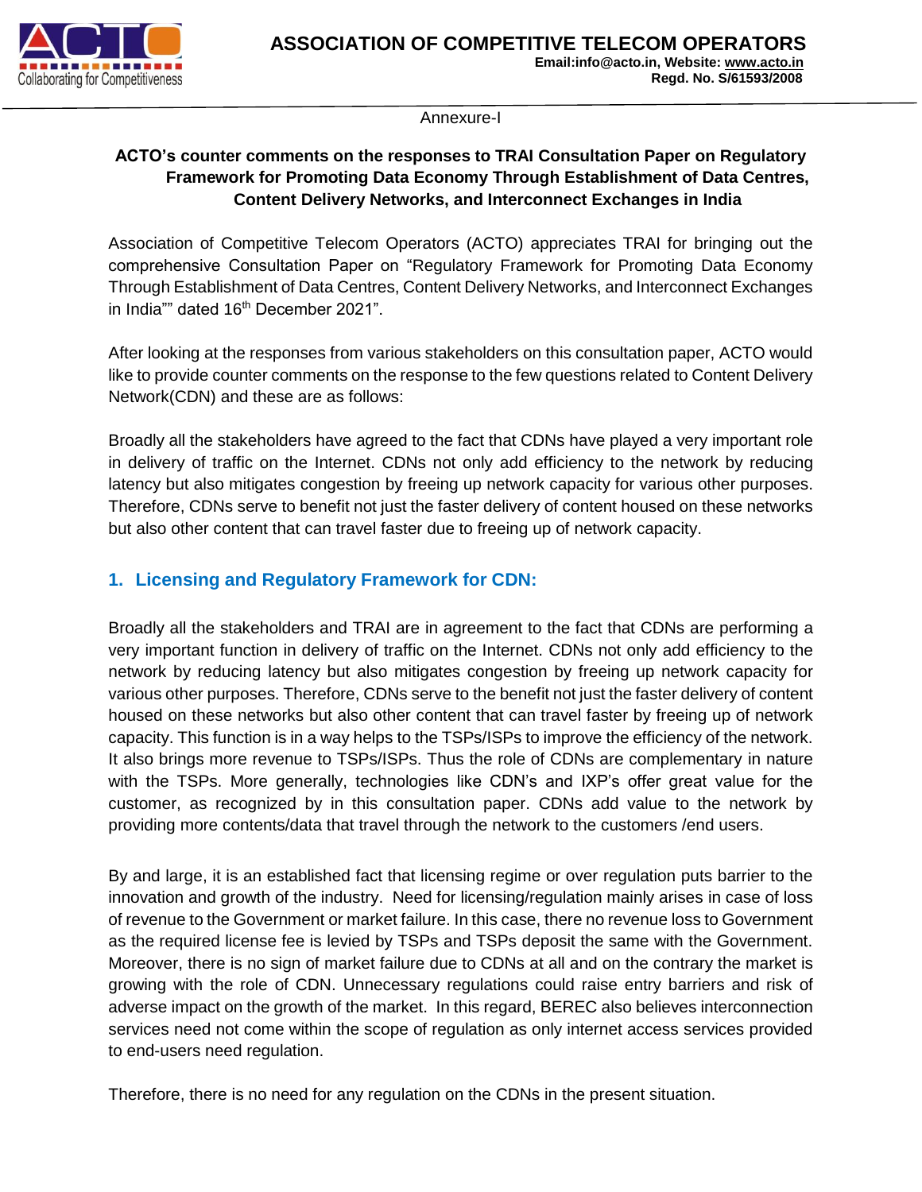Annexure-I

## ACTO's counter comments on the responses to TRAI Consultation Paper on Regulatory Framework for Promoting Data Economy Through Establishment of Data Centres, Content Delivery Networks, and Interconnect Exchanges in India

Association of Competitive Telecom Operators (ACTO) appreciates TRAI for bringing out the comprehensive Consultation Paper on "Regulatory Framework for Promoting Data Economy Through Establishment of Data Centres, Content Delivery Networks, and Interconnect Exchanges in India"" dated 16th December 2021".

After looking at the responses from various stakeholders on this consultation paper, ACTO would like to provide counter comments on the response to the few questions related to Content Delivery Network(CDN) and these are as follows:

Broadly all the stakeholders have agreed to the fact that CDNs have played a very important role in delivery of traffic on the Internet. CDNs not only add efficiency to the network by reducing latency but also mitigates congestion by freeing up network capacity for various other purposes. Therefore, CDNs serve to benefit not just the faster delivery of content housed on these networks but also other content that can travel faster due to freeing up of network capacity.

### 1. Licensing and Regulatory Framework for CDN:

Broadly all the stakeholders and TRAI are in agreement to the fact that CDNs are performing a very important function in delivery of traffic on the Internet. CDNs not only add efficiency to the network by reducing latency but also mitigates congestion by freeing up network capacity for various other purposes. Therefore, CDNs serve to the benefit not just the faster delivery of content housed on these networks but also other content that can travel faster by freeing up of network capacity. This function is in a way helps to the TSPs/ISPs to improve the efficiency of the network. It also brings more revenue to TSPs/ISPs. Thus the role of CDNs are complementary in nature with the TSPs. More generally, technologies like CDN's and IXP's offer great value for the customer, as recognized by in this consultation paper. CDNs add value to the network by providing more contents/data that travel through the network to the customers /end users.

By and large, it is an established fact that licensing regime or over regulation puts barrier to the innovation and growth of the industry. Need for licensing/regulation mainly arises in case of loss of revenue to the Government or market failure. In this case, there no revenue loss to Government as the required license fee is levied by TSPs and TSPs deposit the same with the Government. Moreover, there is no sign of market failure due to CDNs at all and on the contrary the market is growing with the role of CDN. Unnecessary regulations could raise entry barriers and risk of adverse impact on the growth of the market. In this regard, BEREC also believes interconnection services need not come within the scope of regulation as only internet access services provided to end-users need regulation.

Therefore, there is no need for any regulation on the CDNs in the present situation.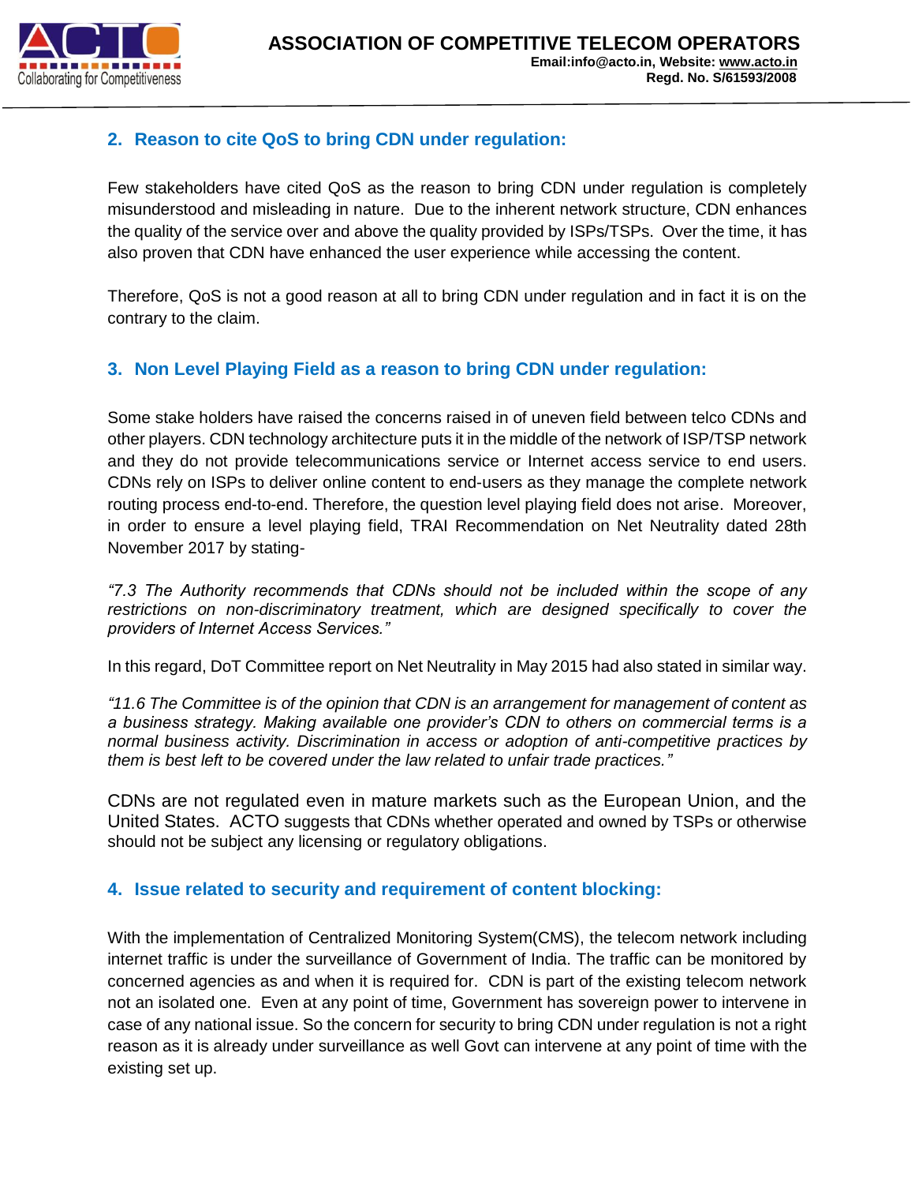## 2. Reason to cite QoS to bring CDN under regulation:

Few stakeholders have cited QoS as the reason to bring CDN under regulation is completely misunderstood and misleading in nature. Due to the inherent network structure, CDN enhances the quality of the service over and above the quality provided by ISPs/TSPs. Over the time, it has also proven that CDN have enhanced the user experience while accessing the content.

Therefore, QoS is not a good reason at all to bring CDN under regulation and in fact it is on the contrary to the claim.

## 3. Non Level Playing Field as a reason to bring CDN under regulation:

Some stake holders have raised the concerns raised in of uneven field between telco CDNs and other players. CDN technology architecture puts it in the middle of the network of ISP/TSP network and they do not provide telecommunications service or Internet access service to end users. CDNs rely on ISPs to deliver online content to end-users as they manage the complete network routing process end-to-end. Therefore, the question level playing field does not arise. Moreover, in order to ensure a level playing field, TRAI Recommendation on Net Neutrality dated 28th November 2017 by stating-

*"7.3 The Authority recommends that CDNs should not be included within the scope of any restrictions on non-discriminatory treatment, which are designed specifically to cover the providers of Internet Access Services."*

In this regard, DoT Committee report on Net Neutrality in May 2015 had also stated in similar way.

*"11.6 The Committee is of the opinion that CDN is an arrangement for management of content as a business strategy. Making available one provider's CDN to others on commercial terms is a normal business activity. Discrimination in access or adoption of anti-competitive practices by them is best left to be covered under the law related to unfair trade practices."*

CDNs are not regulated even in mature markets such as the European Union, and the United States. ACTO suggests that CDNs whether operated and owned by TSPs or otherwise should not be subject any licensing or regulatory obligations.

## 4. Issue related to security and requirement of content blocking:

With the implementation of Centralized Monitoring System(CMS), the telecom network including internet traffic is under the surveillance of Government of India. The traffic can be monitored by concerned agencies as and when it is required for. CDN is part of the existing telecom network not an isolated one. Even at any point of time, Government has sovereign power to intervene in case of any national issue. So the concern for security to bring CDN under regulation is not a right reason as it is already under surveillance as well Govt can intervene at any point of time with the existing set up.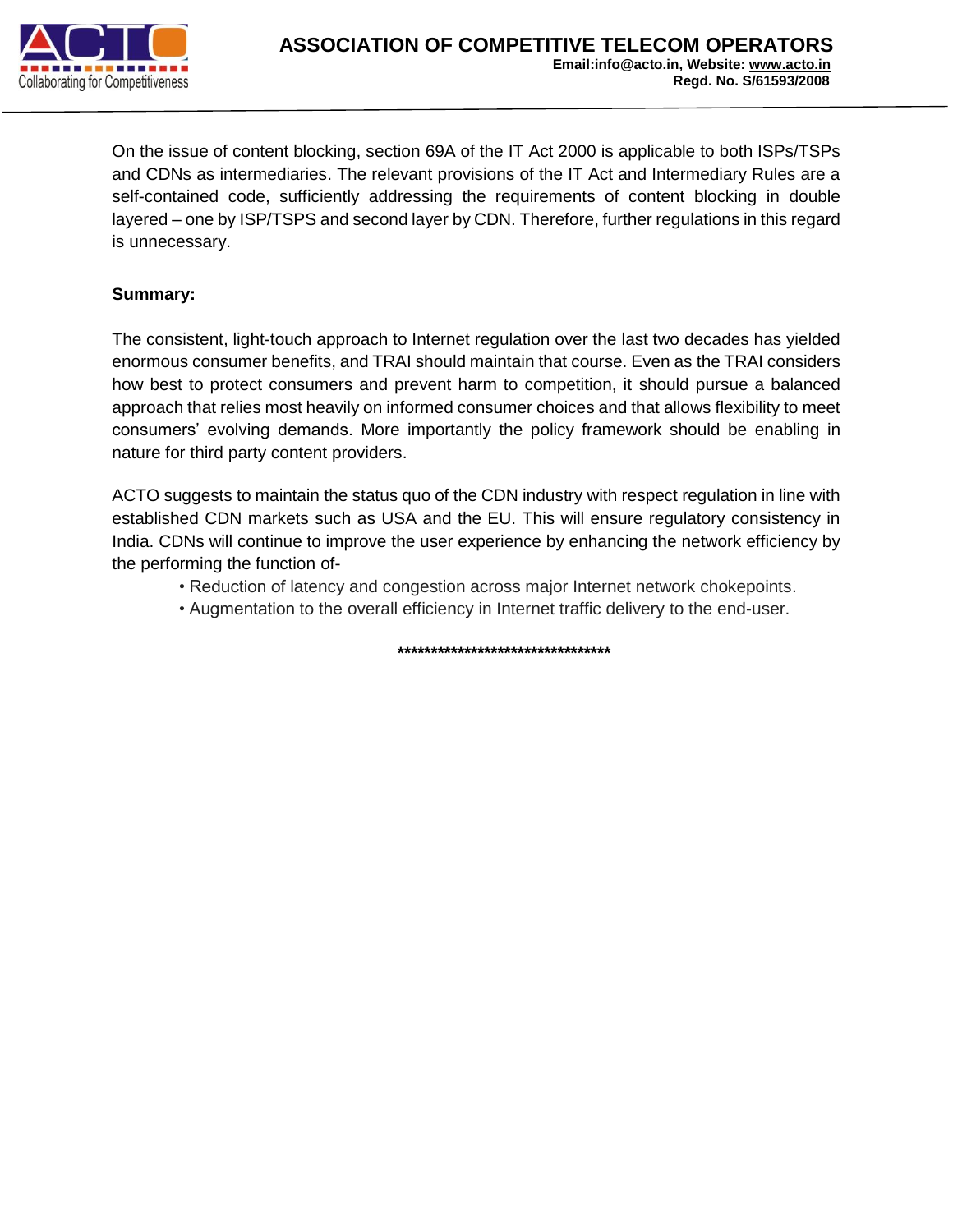On the issue of content blocking, section 69A of the IT Act 2000 is applicable to both ISPs/TSPs and CDNs as intermediaries. The relevant provisions of the IT Act and Intermediary Rules are a self-contained code, sufficiently addressing the requirements of content blocking in double layered – one by ISP/TSPS and second layer by CDN. Therefore, further regulations in this regard is unnecessary.

**Summary:**

The consistent, light-touch approach to Internet regulation over the last two decades has yielded enormous consumer benefits, and TRAI should maintain that course. Even as the TRAI considers how best to protect consumers and prevent harm to competition, it should pursue a balanced approach that relies most heavily on informed consumer choices and that allows flexibility to meet consumers' evolving demands. More importantly the policy framework should be enabling in nature for third party content providers.

ACTO suggests to maintain the status quo of the CDN industry with respect regulation in line with established CDN markets such as USA and the EU. This will ensure regulatory consistency in India. CDNs will continue to improve the user experience by enhancing the network efficiency by the performing the function of-

- Reduction of latency and congestion across major Internet network chokepoints.
- Augmentation to the overall efficiency in Internet traffic delivery to the end-user.

**********************************